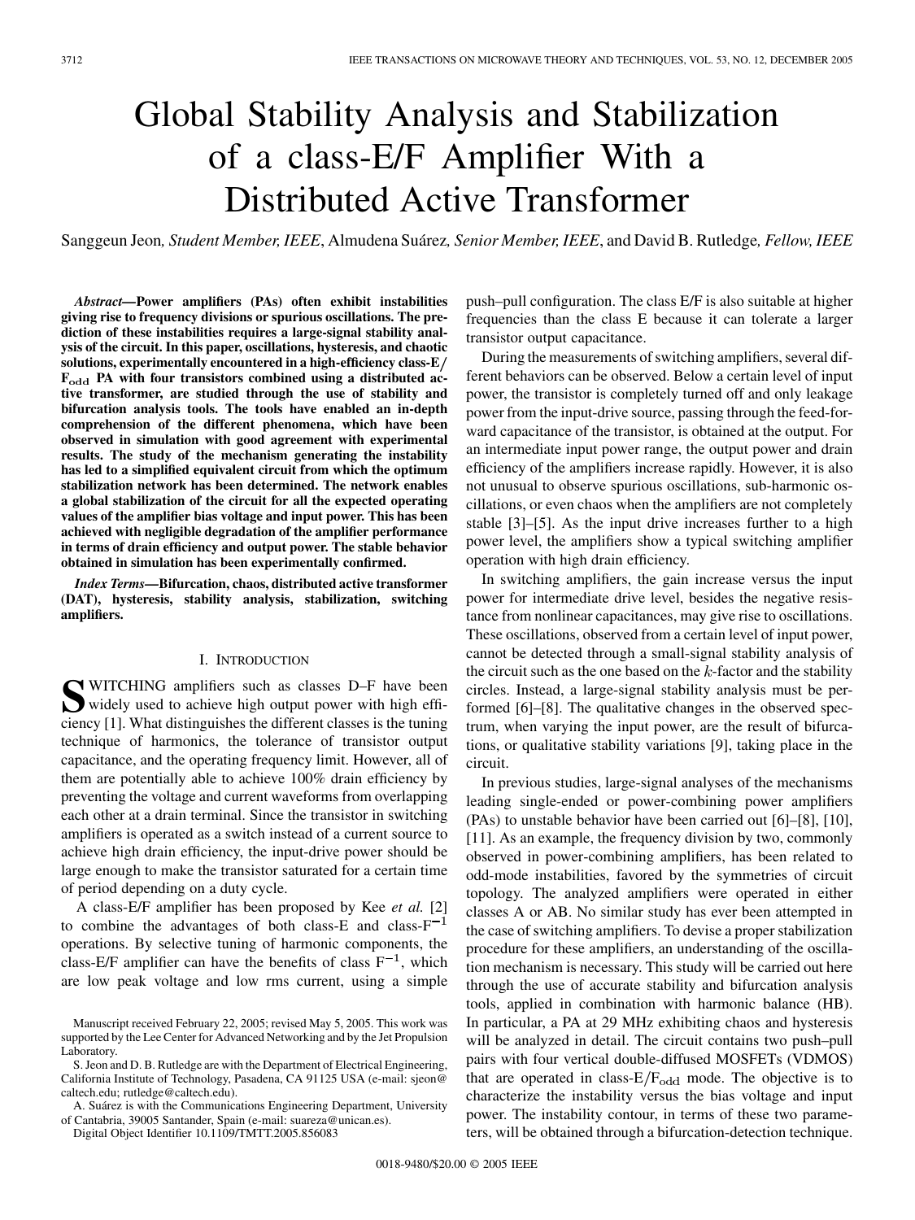# Global Stability Analysis and Stabilization of a class-E/F Amplifier With a Distributed Active Transformer

Sanggeun Jeon, *Student Member, IEEE*, Almudena Suárez, *Senior Member, IEEE*, and David B. Rutledge, *Fellow, IEEE*

***Abstract*—Power amplifiers (PAs) often exhibit instabilities giving rise to frequency divisions or spurious oscillations. The prediction of these instabilities requires a large-signal stability analysis of the circuit. In this paper, oscillations, hysteresis, and chaotic solutions, experimentally encountered in a high-efficiency class-E/$F_{odd}$ PA with four transistors combined using a distributed active transformer, are studied through the use of stability and bifurcation analysis tools. The tools have enabled an in-depth comprehension of the different phenomena, which have been observed in simulation with good agreement with experimental results. The study of the mechanism generating the instability has led to a simplified equivalent circuit from which the optimum stabilization network has been determined. The network enables a global stabilization of the circuit for all the expected operating values of the amplifier bias voltage and input power. This has been achieved with negligible degradation of the amplifier performance in terms of drain efficiency and output power. The stable behavior obtained in simulation has been experimentally confirmed.**

***Index Terms*—Bifurcation, chaos, distributed active transformer (DAT), hysteresis, stability analysis, stabilization, switching amplifiers.**

## I. Introduction

Switching amplifiers such as classes D–F have been widely used to achieve high output power with high efficiency [1]. What distinguishes the different classes is the tuning technique of harmonics, the tolerance of transistor output capacitance, and the operating frequency limit. However, all of them are potentially able to achieve 100% drain efficiency by preventing the voltage and current waveforms from overlapping each other at a drain terminal. Since the transistor in switching amplifiers is operated as a switch instead of a current source to achieve high drain efficiency, the input-drive power should be large enough to make the transistor saturated for a certain time of period depending on a duty cycle.

A class-E/F amplifier has been proposed by Kee *et al.* [2] to combine the advantages of both class-E and class-$F^{-1}$ operations. By selective tuning of harmonic components, the class-E/F amplifier can have the benefits of class $F^{-1}$, which are low peak voltage and low rms current, using a simple push–pull configuration. The class E/F is also suitable at higher frequencies than the class E because it can tolerate a larger transistor output capacitance.

During the measurements of switching amplifiers, several different behaviors can be observed. Below a certain level of input power, the transistor is completely turned off and only leakage power from the input-drive source, passing through the feed-forward capacitance of the transistor, is obtained at the output. For an intermediate input power range, the output power and drain efficiency of the amplifiers increase rapidly. However, it is also not unusual to observe spurious oscillations, sub-harmonic oscillations, or even chaos when the amplifiers are not completely stable [3]–[5]. As the input drive increases further to a high power level, the amplifiers show a typical switching amplifier operation with high drain efficiency.

In switching amplifiers, the gain increase versus the input power for intermediate drive level, besides the negative resistance from nonlinear capacitances, may give rise to oscillations. These oscillations, observed from a certain level of input power, cannot be detected through a small-signal stability analysis of the circuit such as the one based on the $k$-factor and the stability circles. Instead, a large-signal stability analysis must be performed [6]–[8]. The qualitative changes in the observed spectrum, when varying the input power, are the result of bifurcations, or qualitative stability variations [9], taking place in the circuit.

In previous studies, large-signal analyses of the mechanisms leading single-ended or power-combining power amplifiers (PAs) to unstable behavior have been carried out [6]–[8], [10], [11]. As an example, the frequency division by two, commonly observed in power-combining amplifiers, has been related to odd-mode instabilities, favored by the symmetries of circuit topology. The analyzed amplifiers were operated in either classes A or AB. No similar study has ever been attempted in the case of switching amplifiers. To devise a proper stabilization procedure for these amplifiers, an understanding of the oscillation mechanism is necessary. This study will be carried out here through the use of accurate stability and bifurcation analysis tools, applied in combination with harmonic balance (HB). In particular, a PA at 29 MHz exhibiting chaos and hysteresis will be analyzed in detail. The circuit contains two push–pull pairs with four vertical double-diffused MOSFETs (VDMOS) that are operated in class-E/$F_{odd}$ mode. The objective is to characterize the instability versus the bias voltage and input power. The instability contour, in terms of these two parameters, will be obtained through a bifurcation-detection technique.

Manuscript received February 22, 2005; revised May 5, 2005. This work was supported by the Lee Center for Advanced Networking and by the Jet Propulsion Laboratory.

S. Jeon and D. B. Rutledge are with the Department of Electrical Engineering, California Institute of Technology, Pasadena, CA 91125 USA (e-mail: sjeon@caltech.edu; rutledge@caltech.edu).

A. Suárez is with the Communications Engineering Department, University of Cantabria, 39005 Santander, Spain (e-mail: suareza@unican.es).

Digital Object Identifier 10.1109/TMTT.2005.856083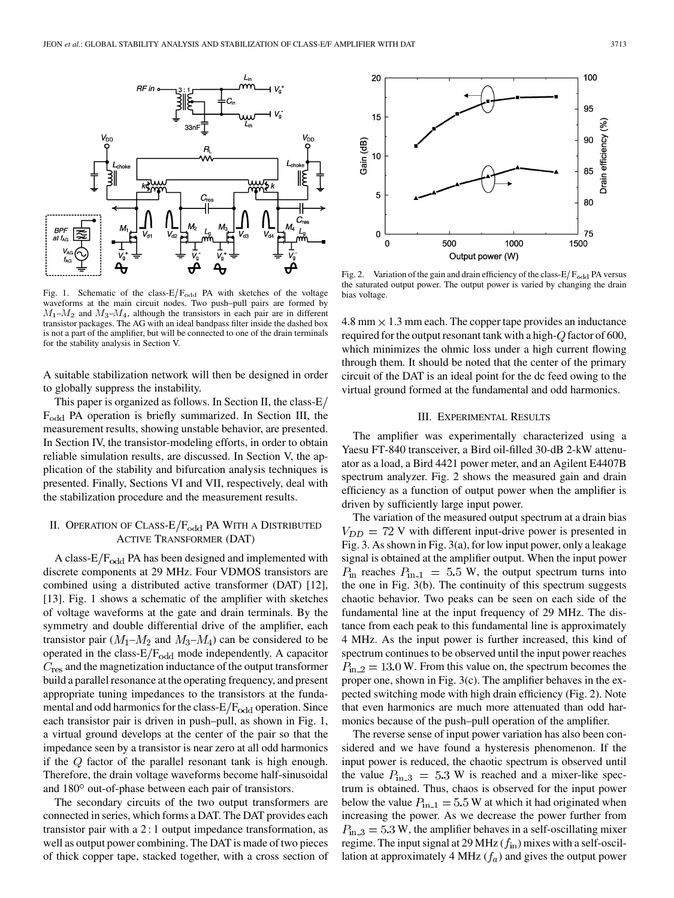Fig. 1. Schematic of the class-E/$F_{odd}$ PA with sketches of the voltage waveforms at the main circuit nodes. Two push–pull pairs are formed by $M_1$–$M_2$ and $M_3$–$M_4$, although the transistors in each pair are in different transistor packages. The AG with an ideal bandpass filter inside the dashed box is not a part of the amplifier, but will be connected to one of the drain terminals for the stability analysis in Section V.

A suitable stabilization network will then be designed in order to globally suppress the instability.

This paper is organized as follows. In Section II, the class-E/$F_{odd}$ PA operation is briefly summarized. In Section III, the measurement results, showing unstable behavior, are presented. In Section IV, the transistor-modeling efforts, in order to obtain reliable simulation results, are discussed. In Section V, the application of the stability and bifurcation analysis techniques is presented. Finally, Sections VI and VII, respectively, deal with the stabilization procedure and the measurement results.

## II. Operation of Class-E/$F_{odd}$ PA With a Distributed Active Transformer (DAT)

A class-E/$F_{odd}$ PA has been designed and implemented with discrete components at 29 MHz. Four VDMOS transistors are combined using a distributed active transformer (DAT) [12], [13]. Fig. 1 shows a schematic of the amplifier with sketches of voltage waveforms at the gate and drain terminals. By the symmetry and double differential drive of the amplifier, each transistor pair ($M_1$–$M_2$ and $M_3$–$M_4$) can be considered to be operated in the class-E/$F_{odd}$ mode independently. A capacitor $C_{res}$ and the magnetization inductance of the output transformer build a parallel resonance at the operating frequency, and present appropriate tuning impedances to the transistors at the fundamental and odd harmonics for the class-E/$F_{odd}$ operation. Since each transistor pair is driven in push–pull, as shown in Fig. 1, a virtual ground develops at the center of the pair so that the impedance seen by a transistor is near zero at all odd harmonics if the $Q$ factor of the parallel resonant tank is high enough. Therefore, the drain voltage waveforms become half-sinusoidal and 180° out-of-phase between each pair of transistors.

The secondary circuits of the two output transformers are connected in series, which forms a DAT. The DAT provides each transistor pair with a 2 : 1 output impedance transformation, as well as output power combining. The DAT is made of two pieces of thick copper tape, stacked together, with a cross section of $4.8\ \text{mm} \times 1.3\ \text{mm}$ each. The copper tape provides an inductance required for the output resonant tank with a high-$Q$ factor of 600, which minimizes the ohmic loss under a high current flowing through them. It should be noted that the center of the primary circuit of the DAT is an ideal point for the dc feed owing to the virtual ground formed at the fundamental and odd harmonics.

Fig. 2. Variation of the gain and drain efficiency of the class-E/$F_{odd}$ PA versus the saturated output power. The output power is varied by changing the drain bias voltage.

## III. Experimental Results

The amplifier was experimentally characterized using a Yaesu FT-840 transceiver, a Bird oil-filled 30-dB 2-kW attenuator as a load, a Bird 4421 power meter, and an Agilent E4407B spectrum analyzer. Fig. 2 shows the measured gain and drain efficiency as a function of output power when the amplifier is driven by sufficiently large input power.

The variation of the measured output spectrum at a drain bias $V_{DD} = 72$ V with different input-drive power is presented in Fig. 3. As shown in Fig. 3(a), for low input power, only a leakage signal is obtained at the amplifier output. When the input power $P_{in}$ reaches $P_{in\_1} = 5.5$ W, the output spectrum turns into the one in Fig. 3(b). The continuity of this spectrum suggests chaotic behavior. Two peaks can be seen on each side of the fundamental line at the input frequency of 29 MHz. The distance from each peak to this fundamental line is approximately 4 MHz. As the input power is further increased, this kind of spectrum continues to be observed until the input power reaches $P_{in\_2} = 13.0$ W. From this value on, the spectrum becomes the proper one, shown in Fig. 3(c). The amplifier behaves in the expected switching mode with high drain efficiency (Fig. 2). Note that even harmonics are much more attenuated than odd harmonics because of the push–pull operation of the amplifier.

The reverse sense of input power variation has also been considered and we have found a hysteresis phenomenon. If the input power is reduced, the chaotic spectrum is observed until the value $P_{in\_3} = 5.3$ W is reached and a mixer-like spectrum is obtained. Thus, chaos is observed for the input power below the value $P_{in\_1} = 5.5$ W at which it had originated when increasing the power. As we decrease the power further from $P_{in\_3} = 5.3$ W, the amplifier behaves in a self-oscillating mixer regime. The input signal at 29 MHz ($f_{in}$) mixes with a self-oscillation at approximately 4 MHz ($f_a$) and gives the output power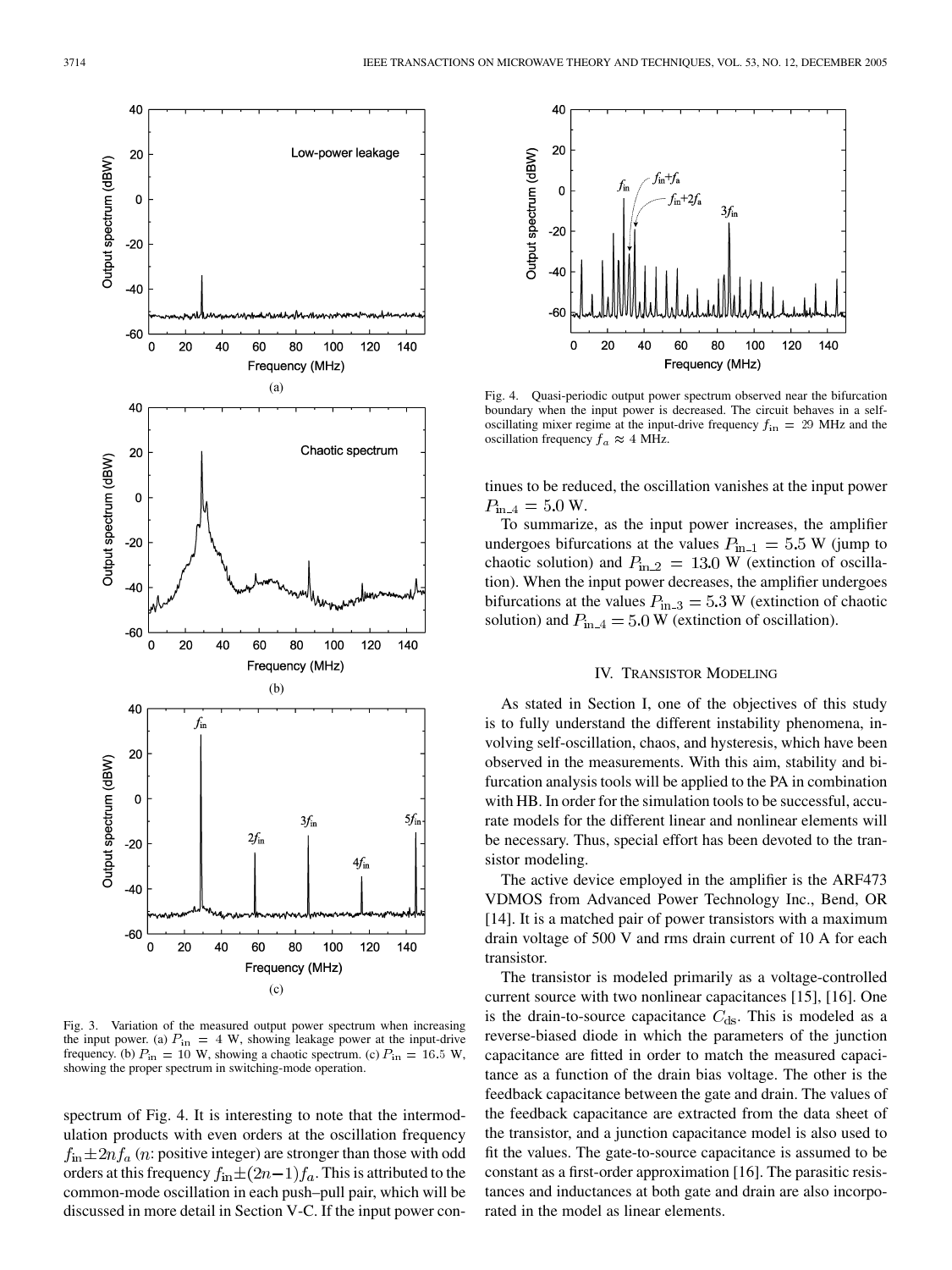Fig. 3. Variation of the measured output power spectrum when increasing the input power. (a) $P_{\text{in}} = 4$ W, showing leakage power at the input-drive frequency. (b) $P_{\text{in}} = 10$ W, showing a chaotic spectrum. (c) $P_{\text{in}} = 16.5$ W, showing the proper spectrum in switching-mode operation.

spectrum of Fig. 4. It is interesting to note that the intermodulation products with even orders at the oscillation frequency $f_{\text{in}} \pm 2nf_a$ ($n$: positive integer) are stronger than those with odd orders at this frequency $f_{\text{in}} \pm (2n-1)f_a$. This is attributed to the common-mode oscillation in each push–pull pair, which will be discussed in more detail in Section V-C. If the input power continues to be reduced, the oscillation vanishes at the input power $P_{\text{in\_4}} = 5.0$ W.

Fig. 4. Quasi-periodic output power spectrum observed near the bifurcation boundary when the input power is decreased. The circuit behaves in a self-oscillating mixer regime at the input-drive frequency $f_{\text{in}} = 29$ MHz and the oscillation frequency $f_a \approx 4$ MHz.

To summarize, as the input power increases, the amplifier undergoes bifurcations at the values $P_{\text{in\_1}} = 5.5$ W (jump to chaotic solution) and $P_{\text{in\_2}} = 13.0$ W (extinction of oscillation). When the input power decreases, the amplifier undergoes bifurcations at the values $P_{\text{in\_3}} = 5.3$ W (extinction of chaotic solution) and $P_{\text{in\_4}} = 5.0$ W (extinction of oscillation).

## IV. Transistor Modeling

As stated in Section I, one of the objectives of this study is to fully understand the different instability phenomena, involving self-oscillation, chaos, and hysteresis, which have been observed in the measurements. With this aim, stability and bifurcation analysis tools will be applied to the PA in combination with HB. In order for the simulation tools to be successful, accurate models for the different linear and nonlinear elements will be necessary. Thus, special effort has been devoted to the transistor modeling.

The active device employed in the amplifier is the ARF473 VDMOS from Advanced Power Technology Inc., Bend, OR [14]. It is a matched pair of power transistors with a maximum drain voltage of 500 V and rms drain current of 10 A for each transistor.

The transistor is modeled primarily as a voltage-controlled current source with two nonlinear capacitances [15], [16]. One is the drain-to-source capacitance $C_{\text{ds}}$. This is modeled as a reverse-biased diode in which the parameters of the junction capacitance are fitted in order to match the measured capacitance as a function of the drain bias voltage. The other is the feedback capacitance between the gate and drain. The values of the feedback capacitance are extracted from the data sheet of the transistor, and a junction capacitance model is also used to fit the values. The gate-to-source capacitance is assumed to be constant as a first-order approximation [16]. The parasitic resistances and inductances at both gate and drain are also incorporated in the model as linear elements.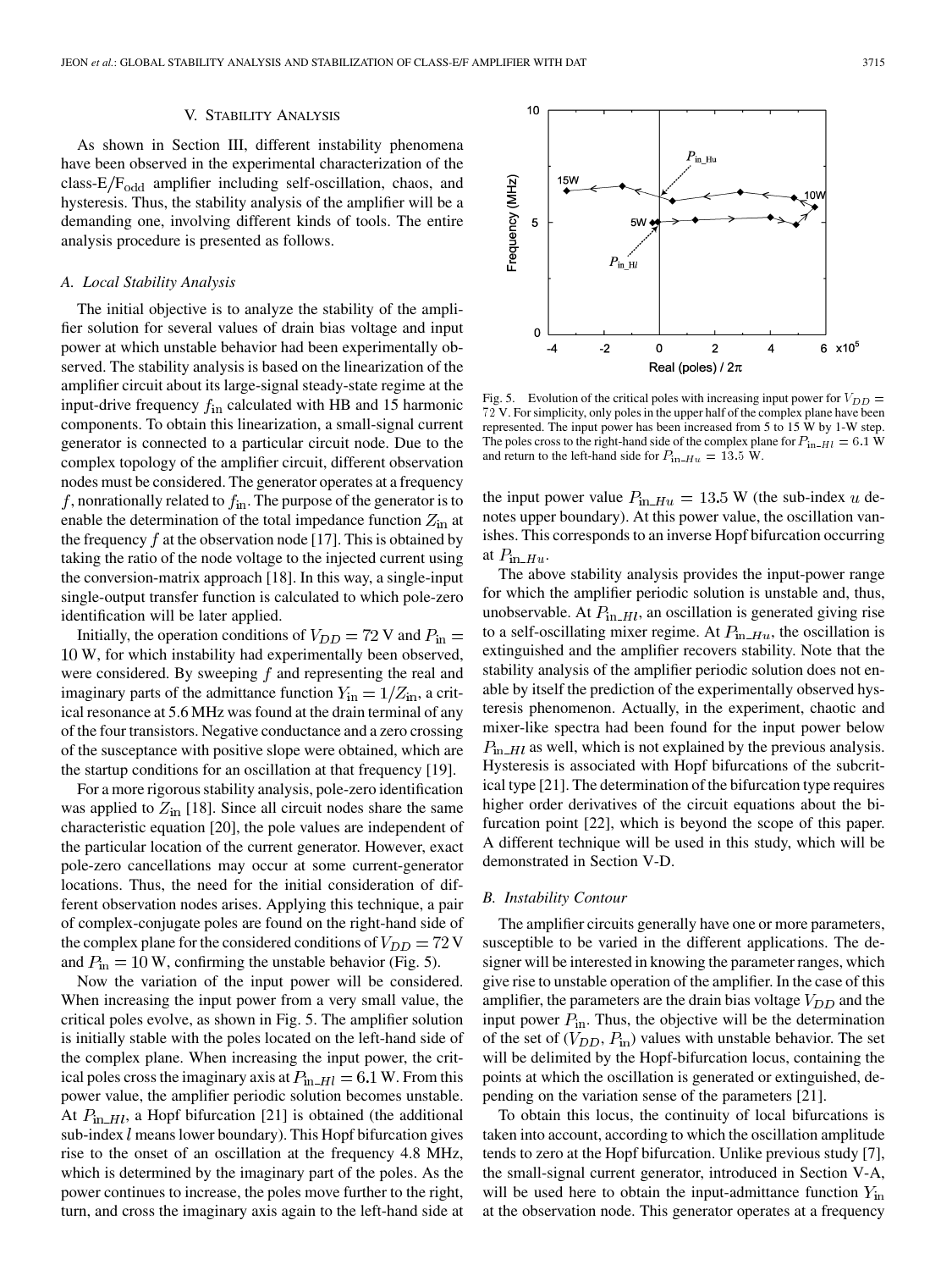## V. Stability Analysis

As shown in Section III, different instability phenomena have been observed in the experimental characterization of the class-E/$F_{odd}$ amplifier including self-oscillation, chaos, and hysteresis. Thus, the stability analysis of the amplifier will be a demanding one, involving different kinds of tools. The entire analysis procedure is presented as follows.

### A. Local Stability Analysis

The initial objective is to analyze the stability of the amplifier solution for several values of drain bias voltage and input power at which unstable behavior had been experimentally observed. The stability analysis is based on the linearization of the amplifier circuit about its large-signal steady-state regime at the input-drive frequency $f_{in}$ calculated with HB and 15 harmonic components. To obtain this linearization, a small-signal current generator is connected to a particular circuit node. Due to the complex topology of the amplifier circuit, different observation nodes must be considered. The generator operates at a frequency $f$, nonrationally related to $f_{in}$. The purpose of the generator is to enable the determination of the total impedance function $Z_{in}$ at the frequency $f$ at the observation node [17]. This is obtained by taking the ratio of the node voltage to the injected current using the conversion-matrix approach [18]. In this way, a single-input single-output transfer function is calculated to which pole-zero identification will be later applied.

Initially, the operation conditions of $V_{DD} = 72$ V and $P_{in} = 10$ W, for which instability had experimentally been observed, were considered. By sweeping $f$ and representing the real and imaginary parts of the admittance function $Y_{in} = 1/Z_{in}$, a critical resonance at 5.6 MHz was found at the drain terminal of any of the four transistors. Negative conductance and a zero crossing of the susceptance with positive slope were obtained, which are the startup conditions for an oscillation at that frequency [19].

For a more rigorous stability analysis, pole-zero identification was applied to $Z_{in}$ [18]. Since all circuit nodes share the same characteristic equation [20], the pole values are independent of the particular location of the current generator. However, exact pole-zero cancellations may occur at some current-generator locations. Thus, the need for the initial consideration of different observation nodes arises. Applying this technique, a pair of complex-conjugate poles are found on the right-hand side of the complex plane for the considered conditions of $V_{DD} = 72$ V and $P_{in} = 10$ W, confirming the unstable behavior (Fig. 5).

Now the variation of the input power will be considered. When increasing the input power from a very small value, the critical poles evolve, as shown in Fig. 5. The amplifier solution is initially stable with the poles located on the left-hand side of the complex plane. When increasing the input power, the critical poles cross the imaginary axis at $P_{in\_Hl} = 6.1$ W. From this power value, the amplifier periodic solution becomes unstable. At $P_{in\_Hl}$, a Hopf bifurcation [21] is obtained (the additional sub-index $l$ means lower boundary). This Hopf bifurcation gives rise to the onset of an oscillation at the frequency 4.8 MHz, which is determined by the imaginary part of the poles. As the power continues to increase, the poles move further to the right, turn, and cross the imaginary axis again to the left-hand side at the input power value $P_{in\_Hu} = 13.5$ W (the sub-index $u$ denotes upper boundary). At this power value, the oscillation vanishes. This corresponds to an inverse Hopf bifurcation occurring at $P_{in\_Hu}$.

Fig. 5. Evolution of the critical poles with increasing input power for $V_{DD} = 72$ V. For simplicity, only poles in the upper half of the complex plane have been represented. The input power has been increased from 5 to 15 W by 1-W step. The poles cross to the right-hand side of the complex plane for $P_{in\_Hl} = 6.1$ W and return to the left-hand side for $P_{in\_Hu} = 13.5$ W.

The above stability analysis provides the input-power range for which the amplifier periodic solution is unstable and, thus, unobservable. At $P_{in\_Hl}$, an oscillation is generated giving rise to a self-oscillating mixer regime. At $P_{in\_Hu}$, the oscillation is extinguished and the amplifier recovers stability. Note that the stability analysis of the amplifier periodic solution does not enable by itself the prediction of the experimentally observed hysteresis phenomenon. Actually, in the experiment, chaotic and mixer-like spectra had been found for the input power below $P_{in\_Hl}$ as well, which is not explained by the previous analysis. Hysteresis is associated with Hopf bifurcations of the subcritical type [21]. The determination of the bifurcation type requires higher order derivatives of the circuit equations about the bifurcation point [22], which is beyond the scope of this paper. A different technique will be used in this study, which will be demonstrated in Section V-D.

### B. Instability Contour

The amplifier circuits generally have one or more parameters, susceptible to be varied in the different applications. The designer will be interested in knowing the parameter ranges, which give rise to unstable operation of the amplifier. In the case of this amplifier, the parameters are the drain bias voltage $V_{DD}$ and the input power $P_{in}$. Thus, the objective will be the determination of the set of ($V_{DD}$, $P_{in}$) values with unstable behavior. The set will be delimited by the Hopf-bifurcation locus, containing the points at which the oscillation is generated or extinguished, depending on the variation sense of the parameters [21].

To obtain this locus, the continuity of local bifurcations is taken into account, according to which the oscillation amplitude tends to zero at the Hopf bifurcation. Unlike previous study [7], the small-signal current generator, introduced in Section V-A, will be used here to obtain the input-admittance function $Y_{in}$ at the observation node. This generator operates at a frequency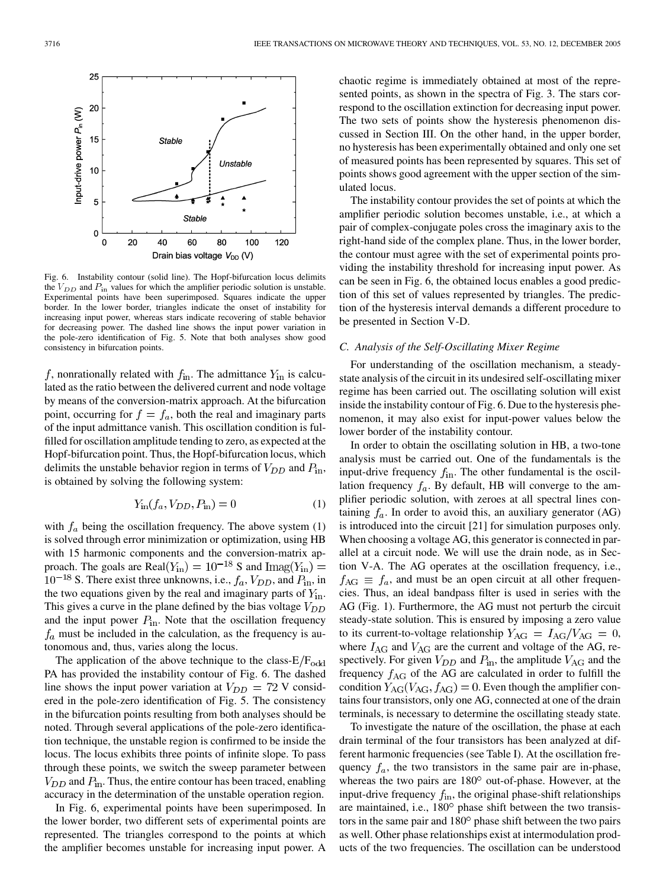25

20

15

10

5

0

Input-drive power $P_{in}$ (W)

0 20 40 60 80 100 120

Drain bias voltage $V_{DD}$ (V)

Stable

Unstable

Stable

Fig. 6. Instability contour (solid line). The Hopf-bifurcation locus delimits the $V_{DD}$ and $P_{\rm in}$ values for which the amplifier periodic solution is unstable. Experimental points have been superimposed. Squares indicate the upper border. In the lower border, triangles indicate the onset of instability for increasing input power, whereas stars indicate recovering of stable behavior for decreasing power. The dashed line shows the input power variation in the pole-zero identification of Fig. 5. Note that both analyses show good consistency in bifurcation points.

$f$, nonrationally related with $f_{\rm in}$. The admittance $Y_{\rm in}$ is calculated as the ratio between the delivered current and node voltage by means of the conversion-matrix approach. At the bifurcation point, occurring for $f = f_a$, both the real and imaginary parts of the input admittance vanish. This oscillation condition is fulfilled for oscillation amplitude tending to zero, as expected at the Hopf-bifurcation point. Thus, the Hopf-bifurcation locus, which delimits the unstable behavior region in terms of $V_{DD}$ and $P_{\rm in}$, is obtained by solving the following system:

$$Y_{\rm in}(f_a, V_{DD}, P_{\rm in}) = 0 \qquad (1)$$

with $f_a$ being the oscillation frequency. The above system (1) is solved through error minimization or optimization, using HB with 15 harmonic components and the conversion-matrix approach. The goals are $\mathrm{Real}(Y_{\rm in}) = 10^{-18}$ S and $\mathrm{Imag}(Y_{\rm in}) = 10^{-18}$ S. There exist three unknowns, i.e., $f_a$, $V_{DD}$, and $P_{\rm in}$, in the two equations given by the real and imaginary parts of $Y_{\rm in}$. This gives a curve in the plane defined by the bias voltage $V_{DD}$ and the input power $P_{\rm in}$. Note that the oscillation frequency $f_a$ must be included in the calculation, as the frequency is autonomous and, thus, varies along the locus.

The application of the above technique to the class-E/$\mathrm{F_{odd}}$ PA has provided the instability contour of Fig. 6. The dashed line shows the input power variation at $V_{DD} = 72$ V considered in the pole-zero identification of Fig. 5. The consistency in the bifurcation points resulting from both analyses should be noted. Through several applications of the pole-zero identification technique, the unstable region is confirmed to be inside the locus. The locus exhibits three points of infinite slope. To pass through these points, we switch the sweep parameter between $V_{DD}$ and $P_{\rm in}$. Thus, the entire contour has been traced, enabling accuracy in the determination of the unstable operation region.

In Fig. 6, experimental points have been superimposed. In the lower border, two different sets of experimental points are represented. The triangles correspond to the points at which the amplifier becomes unstable for increasing input power. A chaotic regime is immediately obtained at most of the represented points, as shown in the spectra of Fig. 3. The stars correspond to the oscillation extinction for decreasing input power. The two sets of points show the hysteresis phenomenon discussed in Section III. On the other hand, in the upper border, no hysteresis has been experimentally obtained and only one set of measured points has been represented by squares. This set of points shows good agreement with the upper section of the simulated locus.

The instability contour provides the set of points at which the amplifier periodic solution becomes unstable, i.e., at which a pair of complex-conjugate poles cross the imaginary axis to the right-hand side of the complex plane. Thus, in the lower border, the contour must agree with the set of experimental points providing the instability threshold for increasing input power. As can be seen in Fig. 6, the obtained locus enables a good prediction of this set of values represented by triangles. The prediction of the hysteresis interval demands a different procedure to be presented in Section V-D.

### C. Analysis of the Self-Oscillating Mixer Regime

For understanding of the oscillation mechanism, a steady-state analysis of the circuit in its undesired self-oscillating mixer regime has been carried out. The oscillating solution will exist inside the instability contour of Fig. 6. Due to the hysteresis phenomenon, it may also exist for input-power values below the lower border of the instability contour.

In order to obtain the oscillating solution in HB, a two-tone analysis must be carried out. One of the fundamentals is the input-drive frequency $f_{\rm in}$. The other fundamental is the oscillation frequency $f_a$. By default, HB will converge to the amplifier periodic solution, with zeroes at all spectral lines containing $f_a$. In order to avoid this, an auxiliary generator (AG) is introduced into the circuit [21] for simulation purposes only. When choosing a voltage AG, this generator is connected in parallel at a circuit node. We will use the drain node, as in Section V-A. The AG operates at the oscillation frequency, i.e., $f_{\rm AG} \equiv f_a$, and must be an open circuit at all other frequencies. Thus, an ideal bandpass filter is used in series with the AG (Fig. 1). Furthermore, the AG must not perturb the circuit steady-state solution. This is ensured by imposing a zero value to its current-to-voltage relationship $Y_{\rm AG} = I_{\rm AG}/V_{\rm AG} = 0$, where $I_{\rm AG}$ and $V_{\rm AG}$ are the current and voltage of the AG, respectively. For given $V_{DD}$ and $P_{\rm in}$, the amplitude $V_{\rm AG}$ and the frequency $f_{\rm AG}$ of the AG are calculated in order to fulfill the condition $Y_{\rm AG}(V_{\rm AG}, f_{\rm AG}) = 0$. Even though the amplifier contains four transistors, only one AG, connected at one of the drain terminals, is necessary to determine the oscillating steady state.

To investigate the nature of the oscillation, the phase at each drain terminal of the four transistors has been analyzed at different harmonic frequencies (see Table I). At the oscillation frequency $f_a$, the two transistors in the same pair are in-phase, whereas the two pairs are 180° out-of-phase. However, at the input-drive frequency $f_{\rm in}$, the original phase-shift relationships are maintained, i.e., 180° phase shift between the two transistors in the same pair and 180° phase shift between the two pairs as well. Other phase relationships exist at intermodulation products of the two frequencies. The oscillation can be understood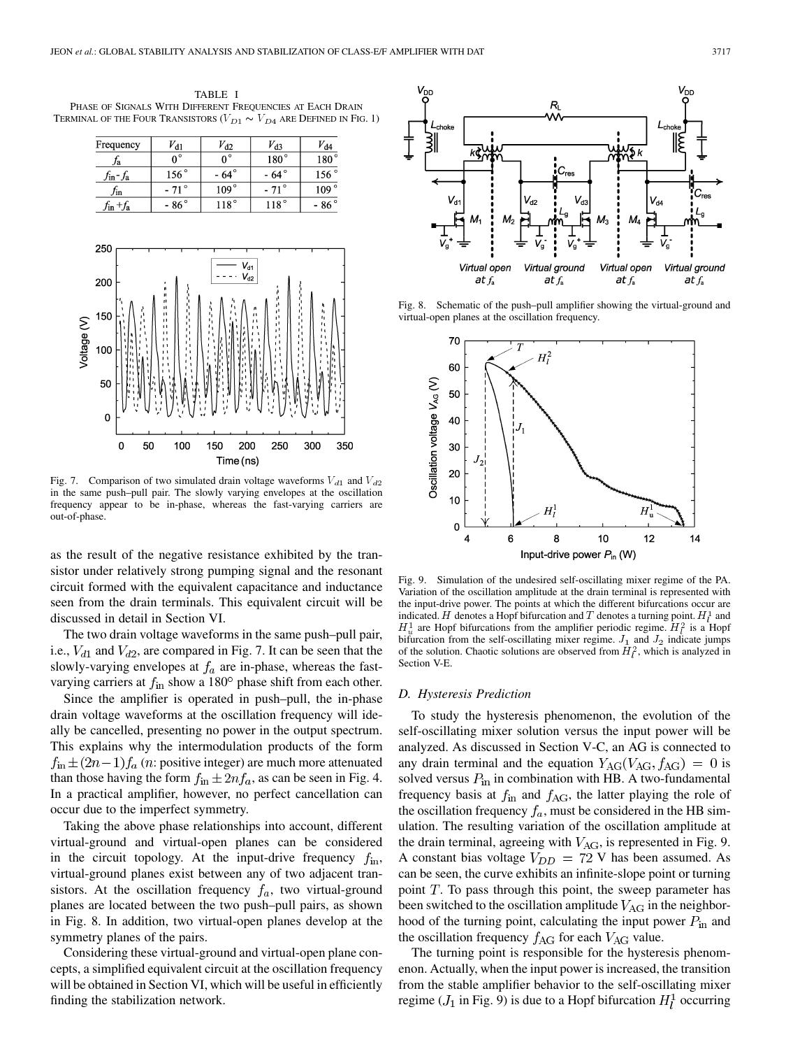TABLE I
PHASE OF SIGNALS WITH DIFFERENT FREQUENCIES AT EACH DRAIN TERMINAL OF THE FOUR TRANSISTORS ($V_{D1} \sim V_{D4}$ ARE DEFINED IN FIG. 1)

| Frequency | $V_{d1}$ | $V_{d2}$ | $V_{d3}$ | $V_{d4}$ |
|---|---|---|---|---|
| $f_a$ | 0° | 0° | 180° | 180° |
| $f_{in}$ - $f_a$ | 156° | - 64° | - 64° | 156° |
| $f_{in}$ | - 71° | 109° | - 71° | 109° |
| $f_{in}$ + $f_a$ | - 86° | 118° | 118° | - 86° |

Fig. 7. Comparison of two simulated drain voltage waveforms $V_{d1}$ and $V_{d2}$ in the same push–pull pair. The slowly varying envelopes at the oscillation frequency appear to be in-phase, whereas the fast-varying carriers are out-of-phase.

as the result of the negative resistance exhibited by the transistor under relatively strong pumping signal and the resonant circuit formed with the equivalent capacitance and inductance seen from the drain terminals. This equivalent circuit will be discussed in detail in Section VI.

The two drain voltage waveforms in the same push–pull pair, i.e., $V_{d1}$ and $V_{d2}$, are compared in Fig. 7. It can be seen that the slowly-varying envelopes at $f_a$ are in-phase, whereas the fast-varying carriers at $f_{\text{in}}$ show a 180° phase shift from each other.

Since the amplifier is operated in push–pull, the in-phase drain voltage waveforms at the oscillation frequency will ideally be cancelled, presenting no power in the output spectrum. This explains why the intermodulation products of the form $f_{\text{in}} \pm (2n-1)f_a$ ($n$: positive integer) are much more attenuated than those having the form $f_{\text{in}} \pm 2nf_a$, as can be seen in Fig. 4. In a practical amplifier, however, no perfect cancellation can occur due to the imperfect symmetry.

Taking the above phase relationships into account, different virtual-ground and virtual-open planes can be considered in the circuit topology. At the input-drive frequency $f_{\text{in}}$, virtual-ground planes exist between any of two adjacent transistors. At the oscillation frequency $f_a$, two virtual-ground planes are located between the two push–pull pairs, as shown in Fig. 8. In addition, two virtual-open planes develop at the symmetry planes of the pairs.

Considering these virtual-ground and virtual-open plane concepts, a simplified equivalent circuit at the oscillation frequency will be obtained in Section VI, which will be useful in efficiently finding the stabilization network.

Fig. 8. Schematic of the push–pull amplifier showing the virtual-ground and virtual-open planes at the oscillation frequency.

Fig. 9. Simulation of the undesired self-oscillating mixer regime of the PA. Variation of the oscillation amplitude at the drain terminal is represented with the input-drive power. The points at which the different bifurcations occur are indicated. $H$ denotes a Hopf bifurcation and $T$ denotes a turning point. $H_l^1$ and $H_u^1$ are Hopf bifurcations from the amplifier periodic regime. $H_l^2$ is a Hopf bifurcation from the self-oscillating mixer regime. $J_1$ and $J_2$ indicate jumps of the solution. Chaotic solutions are observed from $H_l^2$, which is analyzed in Section V-E.

### D. Hysteresis Prediction

To study the hysteresis phenomenon, the evolution of the self-oscillating mixer solution versus the input power will be analyzed. As discussed in Section V-C, an AG is connected to any drain terminal and the equation $Y_{\text{AG}}(V_{\text{AG}}, f_{\text{AG}}) = 0$ is solved versus $P_{\text{in}}$ in combination with HB. A two-fundamental frequency basis at $f_{\text{in}}$ and $f_{\text{AG}}$, the latter playing the role of the oscillation frequency $f_a$, must be considered in the HB simulation. The resulting variation of the oscillation amplitude at the drain terminal, agreeing with $V_{\text{AG}}$, is represented in Fig. 9. A constant bias voltage $V_{DD} = 72$ V has been assumed. As can be seen, the curve exhibits an infinite-slope point or turning point $T$. To pass through this point, the sweep parameter has been switched to the oscillation amplitude $V_{\text{AG}}$ in the neighborhood of the turning point, calculating the input power $P_{\text{in}}$ and the oscillation frequency $f_{\text{AG}}$ for each $V_{\text{AG}}$ value.

The turning point is responsible for the hysteresis phenomenon. Actually, when the input power is increased, the transition from the stable amplifier behavior to the self-oscillating mixer regime ($J_1$ in Fig. 9) is due to a Hopf bifurcation $H_l^1$ occurring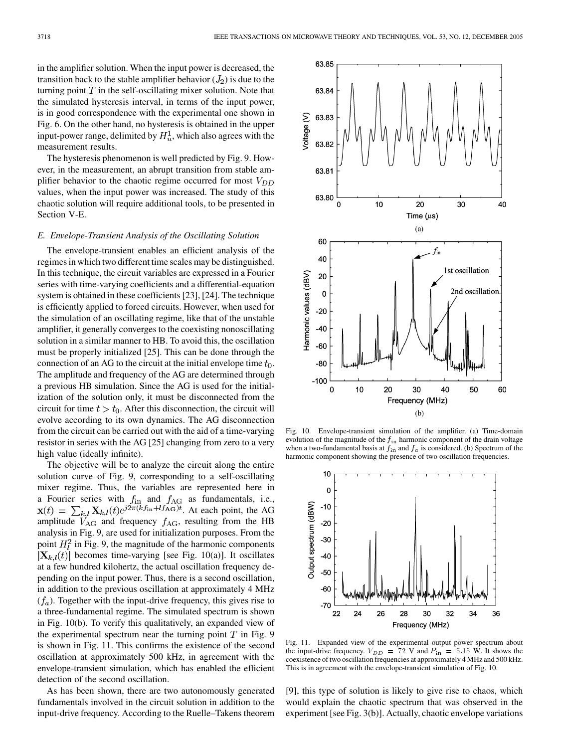in the amplifier solution. When the input power is decreased, the transition back to the stable amplifier behavior ($J_2$) is due to the turning point $T$ in the self-oscillating mixer solution. Note that the simulated hysteresis interval, in terms of the input power, is in good correspondence with the experimental one shown in Fig. 6. On the other hand, no hysteresis is obtained in the upper input-power range, delimited by $H_u^1$, which also agrees with the measurement results.

The hysteresis phenomenon is well predicted by Fig. 9. However, in the measurement, an abrupt transition from stable amplifier behavior to the chaotic regime occurred for most $V_{DD}$ values, when the input power was increased. The study of this chaotic solution will require additional tools, to be presented in Section V-E.

### *E. Envelope-Transient Analysis of the Oscillating Solution*

The envelope-transient enables an efficient analysis of the regimes in which two different time scales may be distinguished. In this technique, the circuit variables are expressed in a Fourier series with time-varying coefficients and a differential-equation system is obtained in these coefficients [23], [24]. The technique is efficiently applied to forced circuits. However, when used for the simulation of an oscillating regime, like that of the unstable amplifier, it generally converges to the coexisting nonoscillating solution in a similar manner to HB. To avoid this, the oscillation must be properly initialized [25]. This can be done through the connection of an AG to the circuit at the initial envelope time $t_0$. The amplitude and frequency of the AG are determined through a previous HB simulation. Since the AG is used for the initialization of the solution only, it must be disconnected from the circuit for time $t > t_0$. After this disconnection, the circuit will evolve according to its own dynamics. The AG disconnection from the circuit can be carried out with the aid of a time-varying resistor in series with the AG [25] changing from zero to a very high value (ideally infinite).

The objective will be to analyze the circuit along the entire solution curve of Fig. 9, corresponding to a self-oscillating mixer regime. Thus, the variables are represented here in a Fourier series with $f_{\text{in}}$ and $f_{\text{AG}}$ as fundamentals, i.e., $\mathbf{x}(t) = \sum_{k,l} \mathbf{X}_{k,l}(t) e^{j2\pi(kf_{\text{in}}+lf_{\text{AG}})t}$. At each point, the AG amplitude $V_{\text{AG}}$ and frequency $f_{\text{AG}}$, resulting from the HB analysis in Fig. 9, are used for initialization purposes. From the point $H_l^2$ in Fig. 9, the magnitude of the harmonic components $|\mathbf{X}_{k,l}(t)|$ becomes time-varying [see Fig. 10(a)]. It oscillates at a few hundred kilohertz, the actual oscillation frequency depending on the input power. Thus, there is a second oscillation, in addition to the previous oscillation at approximately 4 MHz ($f_a$). Together with the input-drive frequency, this gives rise to a three-fundamental regime. The simulated spectrum is shown in Fig. 10(b). To verify this qualitatively, an expanded view of the experimental spectrum near the turning point $T$ in Fig. 9 is shown in Fig. 11. This confirms the existence of the second oscillation at approximately 500 kHz, in agreement with the envelope-transient simulation, which has enabled the efficient detection of the second oscillation.

As has been shown, there are two autonomously generated fundamentals involved in the circuit solution in addition to the input-drive frequency. According to the Ruelle–Takens theorem [9], this type of solution is likely to give rise to chaos, which would explain the chaotic spectrum that was observed in the experiment [see Fig. 3(b)]. Actually, chaotic envelope variations

Fig. 10. Envelope-transient simulation of the amplifier. (a) Time-domain evolution of the magnitude of the $f_{\text{in}}$ harmonic component of the drain voltage when a two-fundamental basis at $f_{\text{in}}$ and $f_a$ is considered. (b) Spectrum of the harmonic component showing the presence of two oscillation frequencies.

Fig. 11. Expanded view of the experimental output power spectrum about the input-drive frequency. $V_{DD} = 72$ V and $P_{\text{in}} = 5.15$ W. It shows the coexistence of two oscillation frequencies at approximately 4 MHz and 500 kHz. This is in agreement with the envelope-transient simulation of Fig. 10.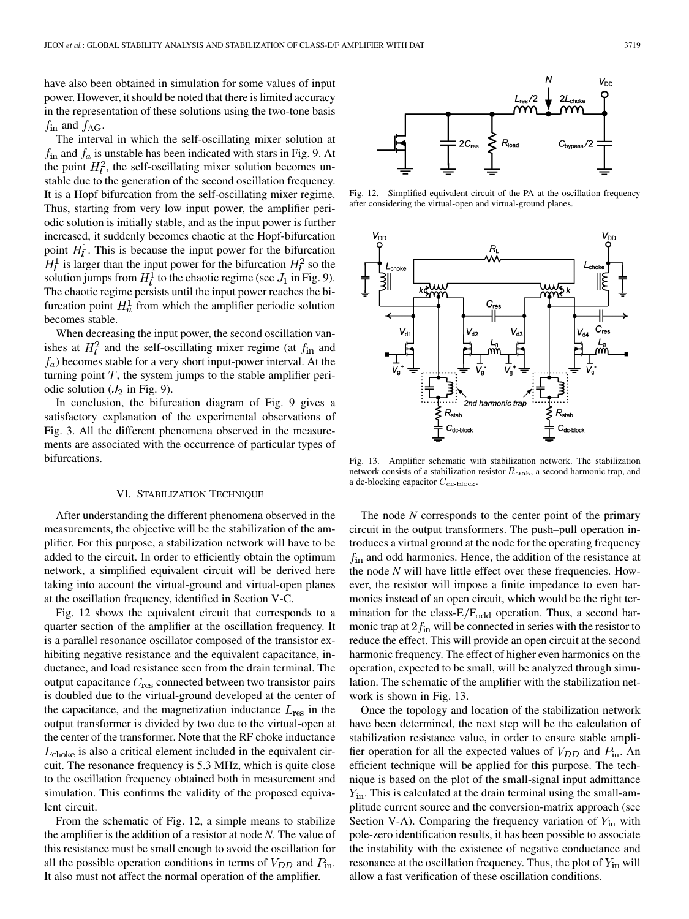have also been obtained in simulation for some values of input power. However, it should be noted that there is limited accuracy in the representation of these solutions using the two-tone basis $f_{\text{in}}$ and $f_{\text{AG}}$.

The interval in which the self-oscillating mixer solution at $f_{\text{in}}$ and $f_a$ is unstable has been indicated with stars in Fig. 9. At the point $H_l^2$, the self-oscillating mixer solution becomes unstable due to the generation of the second oscillation frequency. It is a Hopf bifurcation from the self-oscillating mixer regime. Thus, starting from very low input power, the amplifier periodic solution is initially stable, and as the input power is further increased, it suddenly becomes chaotic at the Hopf-bifurcation point $H_l^1$. This is because the input power for the bifurcation $H_l^1$ is larger than the input power for the bifurcation $H_l^2$ so the solution jumps from $H_l^1$ to the chaotic regime (see $J_1$ in Fig. 9). The chaotic regime persists until the input power reaches the bifurcation point $H_u^1$ from which the amplifier periodic solution becomes stable.

When decreasing the input power, the second oscillation vanishes at $H_l^2$ and the self-oscillating mixer regime (at $f_{\text{in}}$ and $f_a$) becomes stable for a very short input-power interval. At the turning point $T$, the system jumps to the stable amplifier periodic solution ($J_2$ in Fig. 9).

In conclusion, the bifurcation diagram of Fig. 9 gives a satisfactory explanation of the experimental observations of Fig. 3. All the different phenomena observed in the measurements are associated with the occurrence of particular types of bifurcations.

## VI. Stabilization Technique

After understanding the different phenomena observed in the measurements, the objective will be the stabilization of the amplifier. For this purpose, a stabilization network will have to be added to the circuit. In order to efficiently obtain the optimum network, a simplified equivalent circuit will be derived here taking into account the virtual-ground and virtual-open planes at the oscillation frequency, identified in Section V-C.

Fig. 12 shows the equivalent circuit that corresponds to a quarter section of the amplifier at the oscillation frequency. It is a parallel resonance oscillator composed of the transistor exhibiting negative resistance and the equivalent capacitance, inductance, and load resistance seen from the drain terminal. The output capacitance $C_{\text{res}}$ connected between two transistor pairs is doubled due to the virtual-ground developed at the center of the capacitance, and the magnetization inductance $L_{\text{res}}$ in the output transformer is divided by two due to the virtual-open at the center of the transformer. Note that the RF choke inductance $L_{\text{choke}}$ is also a critical element included in the equivalent circuit. The resonance frequency is 5.3 MHz, which is quite close to the oscillation frequency obtained both in measurement and simulation. This confirms the validity of the proposed equivalent circuit.

From the schematic of Fig. 12, a simple means to stabilize the amplifier is the addition of a resistor at node *N*. The value of this resistance must be small enough to avoid the oscillation for all the possible operation conditions in terms of $V_{DD}$ and $P_{\text{in}}$. It also must not affect the normal operation of the amplifier.

Fig. 12. Simplified equivalent circuit of the PA at the oscillation frequency after considering the virtual-open and virtual-ground planes.

Fig. 13. Amplifier schematic with stabilization network. The stabilization network consists of a stabilization resistor $R_{\text{stab}}$, a second harmonic trap, and a dc-blocking capacitor $C_{\text{dc-block}}$.

The node *N* corresponds to the center point of the primary circuit in the output transformers. The push–pull operation introduces a virtual ground at the node for the operating frequency $f_{\text{in}}$ and odd harmonics. Hence, the addition of the resistance at the node *N* will have little effect over these frequencies. However, the resistor will impose a finite impedance to even harmonics instead of an open circuit, which would be the right termination for the class-E/F$_{\text{odd}}$ operation. Thus, a second harmonic trap at $2f_{\text{in}}$ will be connected in series with the resistor to reduce the effect. This will provide an open circuit at the second harmonic frequency. The effect of higher even harmonics on the operation, expected to be small, will be analyzed through simulation. The schematic of the amplifier with the stabilization network is shown in Fig. 13.

Once the topology and location of the stabilization network have been determined, the next step will be the calculation of stabilization resistance value, in order to ensure stable amplifier operation for all the expected values of $V_{DD}$ and $P_{\text{in}}$. An efficient technique will be applied for this purpose. The technique is based on the plot of the small-signal input admittance $Y_{\text{in}}$. This is calculated at the drain terminal using the small-amplitude current source and the conversion-matrix approach (see Section V-A). Comparing the frequency variation of $Y_{\text{in}}$ with pole-zero identification results, it has been possible to associate the instability with the existence of negative conductance and resonance at the oscillation frequency. Thus, the plot of $Y_{\text{in}}$ will allow a fast verification of these oscillation conditions.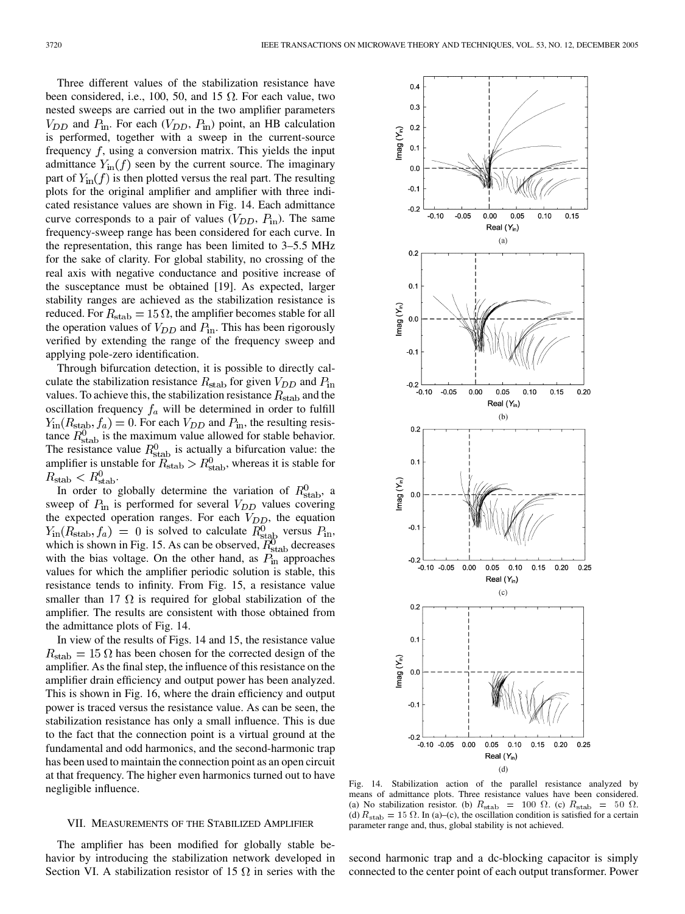Three different values of the stabilization resistance have been considered, i.e., 100, 50, and 15 Ω. For each value, two nested sweeps are carried out in the two amplifier parameters $V_{DD}$ and $P_{\text{in}}$. For each ($V_{DD}$, $P_{\text{in}}$) point, an HB calculation is performed, together with a sweep in the current-source frequency $f$, using a conversion matrix. This yields the input admittance $Y_{\text{in}}(f)$ seen by the current source. The imaginary part of $Y_{\text{in}}(f)$ is then plotted versus the real part. The resulting plots for the original amplifier and amplifier with three indicated resistance values are shown in Fig. 14. Each admittance curve corresponds to a pair of values ($V_{DD}$, $P_{\text{in}}$). The same frequency-sweep range has been considered for each curve. In the representation, this range has been limited to 3–5.5 MHz for the sake of clarity. For global stability, no crossing of the real axis with negative conductance and positive increase of the susceptance must be obtained [19]. As expected, larger stability ranges are achieved as the stabilization resistance is reduced. For $R_{\text{stab}} = 15\,\Omega$, the amplifier becomes stable for all the operation values of $V_{DD}$ and $P_{\text{in}}$. This has been rigorously verified by extending the range of the frequency sweep and applying pole-zero identification.

Through bifurcation detection, it is possible to directly calculate the stabilization resistance $R_{\text{stab}}$ for given $V_{DD}$ and $P_{\text{in}}$ values. To achieve this, the stabilization resistance $R_{\text{stab}}$ and the oscillation frequency $f_a$ will be determined in order to fulfill $Y_{\text{in}}(R_{\text{stab}}, f_a) = 0$. For each $V_{DD}$ and $P_{\text{in}}$, the resulting resistance $R^0_{\text{stab}}$ is the maximum value allowed for stable behavior. The resistance value $R^0_{\text{stab}}$ is actually a bifurcation value: the amplifier is unstable for $R_{\text{stab}} > R^0_{\text{stab}}$, whereas it is stable for $R_{\text{stab}} < R^0_{\text{stab}}$.

In order to globally determine the variation of $R^0_{\text{stab}}$, a sweep of $P_{\text{in}}$ is performed for several $V_{DD}$ values covering the expected operation ranges. For each $V_{DD}$, the equation $Y_{\text{in}}(R_{\text{stab}}, f_a) = 0$ is solved to calculate $R^0_{\text{stab}}$ versus $P_{\text{in}}$, which is shown in Fig. 15. As can be observed, $R^0_{\text{stab}}$ decreases with the bias voltage. On the other hand, as $P_{\text{in}}$ approaches values for which the amplifier periodic solution is stable, this resistance tends to infinity. From Fig. 15, a resistance value smaller than 17 Ω is required for global stabilization of the amplifier. The results are consistent with those obtained from the admittance plots of Fig. 14.

In view of the results of Figs. 14 and 15, the resistance value $R_{\text{stab}} = 15\,\Omega$ has been chosen for the corrected design of the amplifier. As the final step, the influence of this resistance on the amplifier drain efficiency and output power has been analyzed. This is shown in Fig. 16, where the drain efficiency and output power is traced versus the resistance value. As can be seen, the stabilization resistance has only a small influence. This is due to the fact that the connection point is a virtual ground at the fundamental and odd harmonics, and the second-harmonic trap has been used to maintain the connection point as an open circuit at that frequency. The higher even harmonics turned out to have negligible influence.

Fig. 14. Stabilization action of the parallel resistance analyzed by means of admittance plots. Three resistance values have been considered. (a) No stabilization resistor. (b) $R_{\text{stab}} = 100\,\Omega$. (c) $R_{\text{stab}} = 50\,\Omega$. (d) $R_{\text{stab}} = 15\,\Omega$. In (a)–(c), the oscillation condition is satisfied for a certain parameter range and, thus, global stability is not achieved.

## VII. Measurements of the Stabilized Amplifier

The amplifier has been modified for globally stable behavior by introducing the stabilization network developed in Section VI. A stabilization resistor of 15 Ω in series with the second harmonic trap and a dc-blocking capacitor is simply connected to the center point of each output transformer. Power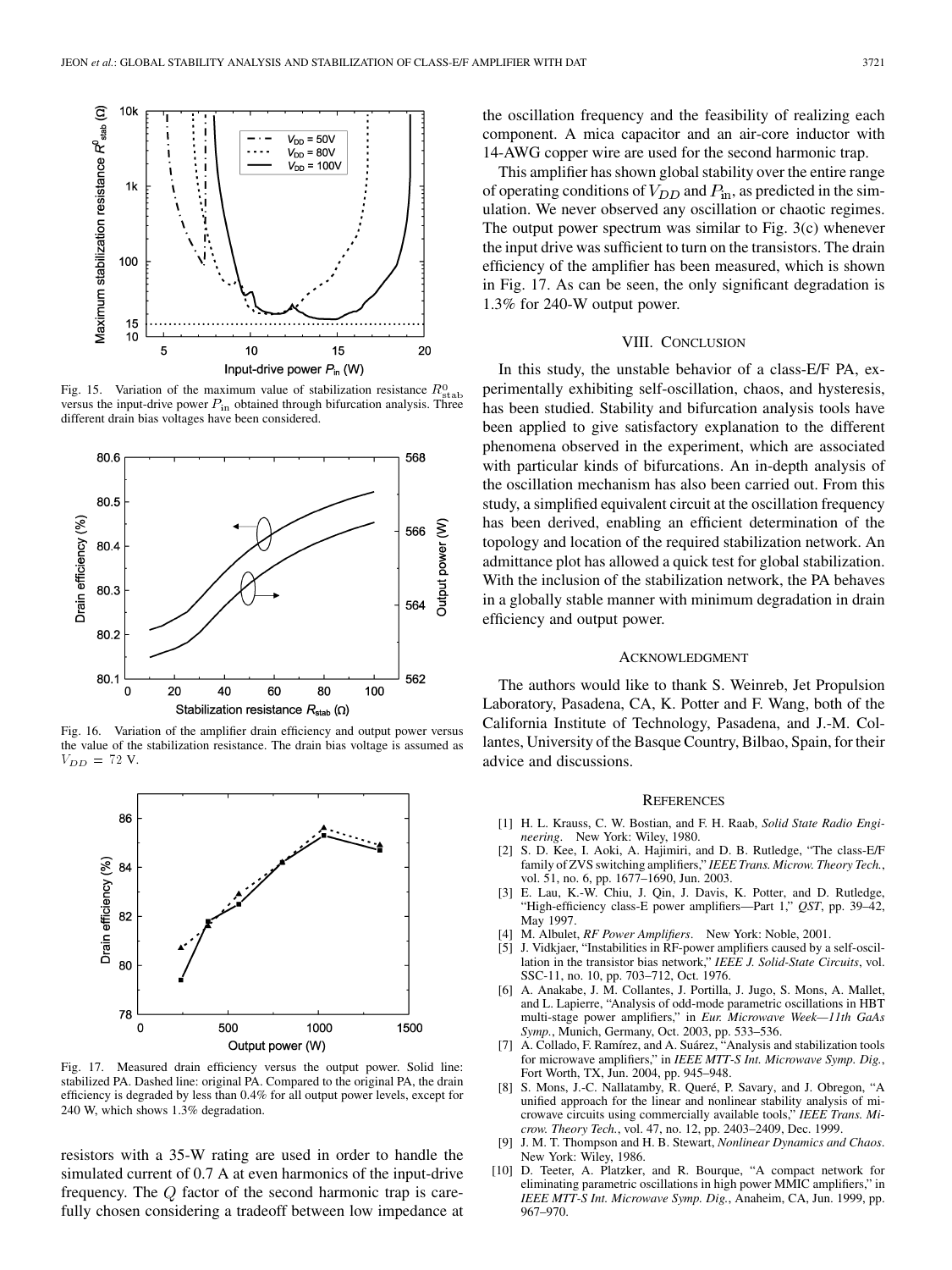Fig. 15. Variation of the maximum value of stabilization resistance $R^0_{\rm stab}$ versus the input-drive power $P_{\rm in}$ obtained through bifurcation analysis. Three different drain bias voltages have been considered.

Fig. 16. Variation of the amplifier drain efficiency and output power versus the value of the stabilization resistance. The drain bias voltage is assumed as $V_{DD} = 72$ V.

Fig. 17. Measured drain efficiency versus the output power. Solid line: stabilized PA. Dashed line: original PA. Compared to the original PA, the drain efficiency is degraded by less than 0.4% for all output power levels, except for 240 W, which shows 1.3% degradation.

resistors with a 35-W rating are used in order to handle the simulated current of 0.7 A at even harmonics of the input-drive frequency. The $Q$ factor of the second harmonic trap is carefully chosen considering a tradeoff between low impedance at the oscillation frequency and the feasibility of realizing each component. A mica capacitor and an air-core inductor with 14-AWG copper wire are used for the second harmonic trap.

This amplifier has shown global stability over the entire range of operating conditions of $V_{DD}$ and $P_{\rm in}$, as predicted in the simulation. We never observed any oscillation or chaotic regimes. The output power spectrum was similar to Fig. 3(c) whenever the input drive was sufficient to turn on the transistors. The drain efficiency of the amplifier has been measured, which is shown in Fig. 17. As can be seen, the only significant degradation is 1.3% for 240-W output power.

## VIII. Conclusion

In this study, the unstable behavior of a class-E/F PA, experimentally exhibiting self-oscillation, chaos, and hysteresis, has been studied. Stability and bifurcation analysis tools have been applied to give satisfactory explanation to the different phenomena observed in the experiment, which are associated with particular kinds of bifurcations. An in-depth analysis of the oscillation mechanism has also been carried out. From this study, a simplified equivalent circuit at the oscillation frequency has been derived, enabling an efficient determination of the topology and location of the required stabilization network. An admittance plot has allowed a quick test for global stabilization. With the inclusion of the stabilization network, the PA behaves in a globally stable manner with minimum degradation in drain efficiency and output power.

## Acknowledgment

The authors would like to thank S. Weinreb, Jet Propulsion Laboratory, Pasadena, CA, K. Potter and F. Wang, both of the California Institute of Technology, Pasadena, and J.-M. Collantes, University of the Basque Country, Bilbao, Spain, for their advice and discussions.

## References

[1] H. L. Krauss, C. W. Bostian, and F. H. Raab, *Solid State Radio Engineering*. New York: Wiley, 1980.

[2] S. D. Kee, I. Aoki, A. Hajimiri, and D. B. Rutledge, "The class-E/F family of ZVS switching amplifiers," *IEEE Trans. Microw. Theory Tech.*, vol. 51, no. 6, pp. 1677–1690, Jun. 2003.

[3] E. Lau, K.-W. Chiu, J. Qin, J. Davis, K. Potter, and D. Rutledge, "High-efficiency class-E power amplifiers—Part 1," *QST*, pp. 39–42, May 1997.

[4] M. Albulet, *RF Power Amplifiers*. New York: Noble, 2001.

[5] J. Vidkjaer, "Instabilities in RF-power amplifiers caused by a self-oscillation in the transistor bias network," *IEEE J. Solid-State Circuits*, vol. SSC-11, no. 10, pp. 703–712, Oct. 1976.

[6] A. Anakabe, J. M. Collantes, J. Portilla, J. Jugo, S. Mons, A. Mallet, and L. Lapierre, "Analysis of odd-mode parametric oscillations in HBT multi-stage power amplifiers," in *Eur. Microwave Week—11th GaAs Symp.*, Munich, Germany, Oct. 2003, pp. 533–536.

[7] A. Collado, F. Ramírez, and A. Suárez, "Analysis and stabilization tools for microwave amplifiers," in *IEEE MTT-S Int. Microwave Symp. Dig.*, Fort Worth, TX, Jun. 2004, pp. 945–948.

[8] S. Mons, J.-C. Nallatamby, R. Queré, P. Savary, and J. Obregon, "A unified approach for the linear and nonlinear stability analysis of microwave circuits using commercially available tools," *IEEE Trans. Microw. Theory Tech.*, vol. 47, no. 12, pp. 2403–2409, Dec. 1999.

[9] J. M. T. Thompson and H. B. Stewart, *Nonlinear Dynamics and Chaos*. New York: Wiley, 1986.

[10] D. Teeter, A. Platzker, and R. Bourque, "A compact network for eliminating parametric oscillations in high power MMIC amplifiers," in *IEEE MTT-S Int. Microwave Symp. Dig.*, Anaheim, CA, Jun. 1999, pp. 967–970.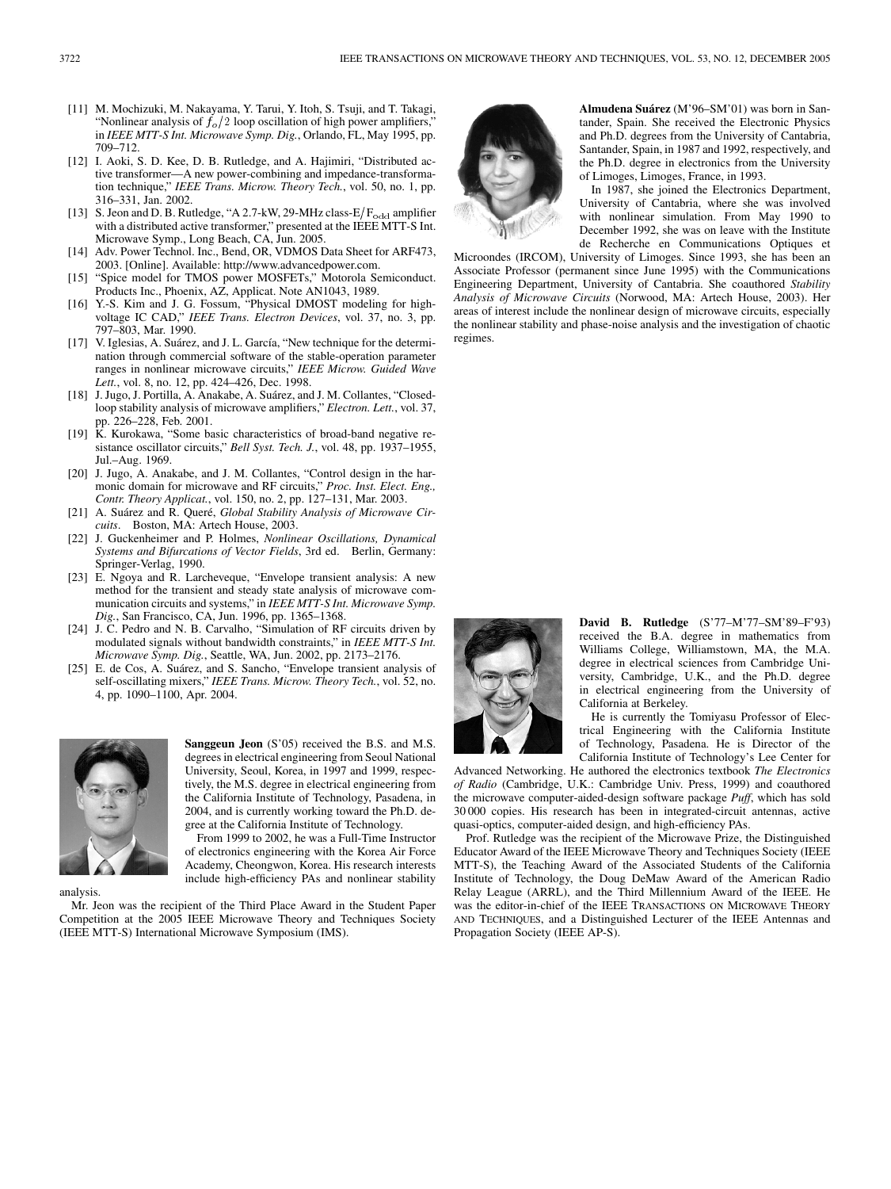[11] M. Mochizuki, M. Nakayama, Y. Tarui, Y. Itoh, S. Tsuji, and T. Takagi, "Nonlinear analysis of $f_o/2$ loop oscillation of high power amplifiers," in *IEEE MTT-S Int. Microwave Symp. Dig.*, Orlando, FL, May 1995, pp. 709–712.

[12] I. Aoki, S. D. Kee, D. B. Rutledge, and A. Hajimiri, "Distributed active transformer—A new power-combining and impedance-transformation technique," *IEEE Trans. Microw. Theory Tech.*, vol. 50, no. 1, pp. 316–331, Jan. 2002.

[13] S. Jeon and D. B. Rutledge, "A 2.7-kW, 29-MHz class-E/$F_{odd}$ amplifier with a distributed active transformer," presented at the IEEE MTT-S Int. Microwave Symp., Long Beach, CA, Jun. 2005.

[14] Adv. Power Technol. Inc., Bend, OR, VDMOS Data Sheet for ARF473, 2003. [Online]. Available: http://www.advancedpower.com.

[15] "Spice model for TMOS power MOSFETs," Motorola Semiconduct. Products Inc., Phoenix, AZ, Applicat. Note AN1043, 1989.

[16] Y.-S. Kim and J. G. Fossum, "Physical DMOST modeling for high-voltage IC CAD," *IEEE Trans. Electron Devices*, vol. 37, no. 3, pp. 797–803, Mar. 1990.

[17] V. Iglesias, A. Suárez, and J. L. García, "New technique for the determination through commercial software of the stable-operation parameter ranges in nonlinear microwave circuits," *IEEE Microw. Guided Wave Lett.*, vol. 8, no. 12, pp. 424–426, Dec. 1998.

[18] J. Jugo, J. Portilla, A. Anakabe, A. Suárez, and J. M. Collantes, "Closed-loop stability analysis of microwave amplifiers," *Electron. Lett.*, vol. 37, pp. 226–228, Feb. 2001.

[19] K. Kurokawa, "Some basic characteristics of broad-band negative resistance oscillator circuits," *Bell Syst. Tech. J.*, vol. 48, pp. 1937–1955, Jul.–Aug. 1969.

[20] J. Jugo, A. Anakabe, and J. M. Collantes, "Control design in the harmonic domain for microwave and RF circuits," *Proc. Inst. Elect. Eng., Contr. Theory Applicat.*, vol. 150, no. 2, pp. 127–131, Mar. 2003.

[21] A. Suárez and R. Queré, *Global Stability Analysis of Microwave Circuits*. Boston, MA: Artech House, 2003.

[22] J. Guckenheimer and P. Holmes, *Nonlinear Oscillations, Dynamical Systems and Bifurcations of Vector Fields*, 3rd ed. Berlin, Germany: Springer-Verlag, 1990.

[23] E. Ngoya and R. Larcheveque, "Envelope transient analysis: A new method for the transient and steady state analysis of microwave communication circuits and systems," in *IEEE MTT-S Int. Microwave Symp. Dig.*, San Francisco, CA, Jun. 1996, pp. 1365–1368.

[24] J. C. Pedro and N. B. Carvalho, "Simulation of RF circuits driven by modulated signals without bandwidth constraints," in *IEEE MTT-S Int. Microwave Symp. Dig.*, Seattle, WA, Jun. 2002, pp. 2173–2176.

[25] E. de Cos, A. Suárez, and S. Sancho, "Envelope transient analysis of self-oscillating mixers," *IEEE Trans. Microw. Theory Tech.*, vol. 52, no. 4, pp. 1090–1100, Apr. 2004.

**Sanggeun Jeon** (S'05) received the B.S. and M.S. degrees in electrical engineering from Seoul National University, Seoul, Korea, in 1997 and 1999, respectively, the M.S. degree in electrical engineering from the California Institute of Technology, Pasadena, in 2004, and is currently working toward the Ph.D. degree at the California Institute of Technology.

From 1999 to 2002, he was a Full-Time Instructor of electronics engineering with the Korea Air Force Academy, Cheongwon, Korea. His research interests include high-efficiency PAs and nonlinear stability analysis.

Mr. Jeon was the recipient of the Third Place Award in the Student Paper Competition at the 2005 IEEE Microwave Theory and Techniques Society (IEEE MTT-S) International Microwave Symposium (IMS).

**Almudena Suárez** (M'96–SM'01) was born in Santander, Spain. She received the Electronic Physics and Ph.D. degrees from the University of Cantabria, Santander, Spain, in 1987 and 1992, respectively, and the Ph.D. degree in electronics from the University of Limoges, Limoges, France, in 1993.

In 1987, she joined the Electronics Department, University of Cantabria, where she was involved with nonlinear simulation. From May 1990 to December 1992, she was on leave with the Institute de Recherche en Communications Optiques et Microondes (IRCOM), University of Limoges. Since 1993, she has been an Associate Professor (permanent since June 1995) with the Communications Engineering Department, University of Cantabria. She coauthored *Stability Analysis of Microwave Circuits* (Norwood, MA: Artech House, 2003). Her areas of interest include the nonlinear design of microwave circuits, especially the nonlinear stability and phase-noise analysis and the investigation of chaotic regimes.

**David B. Rutledge** (S'77–M'77–SM'89–F'93) received the B.A. degree in mathematics from Williams College, Williamstown, MA, the M.A. degree in electrical sciences from Cambridge University, Cambridge, U.K., and the Ph.D. degree in electrical engineering from the University of California at Berkeley.

He is currently the Tomiyasu Professor of Electrical Engineering with the California Institute of Technology, Pasadena. He is Director of the California Institute of Technology's Lee Center for Advanced Networking. He authored the electronics textbook *The Electronics of Radio* (Cambridge, U.K.: Cambridge Univ. Press, 1999) and coauthored the microwave computer-aided-design software package *Puff*, which has sold 30 000 copies. His research has been in integrated-circuit antennas, active quasi-optics, computer-aided design, and high-efficiency PAs.

Prof. Rutledge was the recipient of the Microwave Prize, the Distinguished Educator Award of the IEEE Microwave Theory and Techniques Society (IEEE MTT-S), the Teaching Award of the Associated Students of the California Institute of Technology, the Doug DeMaw Award of the American Radio Relay League (ARRL), and the Third Millennium Award of the IEEE. He was the editor-in-chief of the IEEE TRANSACTIONS ON MICROWAVE THEORY AND TECHNIQUES, and a Distinguished Lecturer of the IEEE Antennas and Propagation Society (IEEE AP-S).